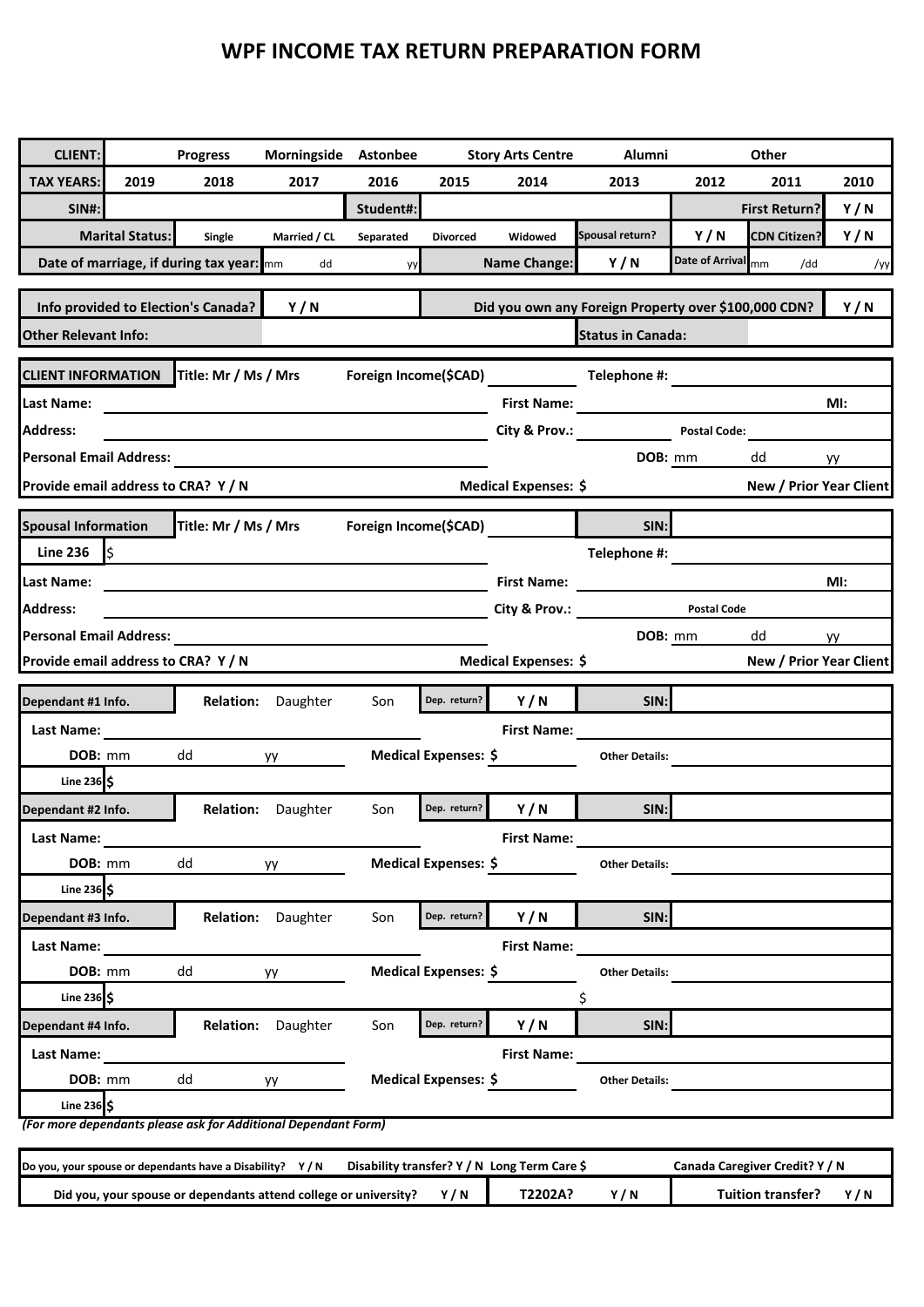# WPF INCOME TAX RETURN PREPARATION FORM

| CLIENT: | | Progress | Morningside | Astonbee | | Story Arts Centre | Alumni | | Other | |
|---|---|---|---|---|---|---|---|---|---|---|
| TAX YEARS: | 2019 | 2018 | 2017 | 2016 | 2015 | 2014 | 2013 | 2012 | 2011 | 2010 |
| SIN#: | | | | Student#: | | | | | First Return? | Y / N |
| Marital Status: | | Single | Married / CL | Separated | Divorced | Widowed | Spousal return? | Y / N | CDN Citizen? | Y / N |
| Date of marriage, if during tax year: | | mm | dd | yy | | Name Change: | Y / N | Date of Arrival | mm /dd | /yy |

| Info provided to Election's Canada? | Y / N | Did you own any Foreign Property over $100,000 CDN? | Y / N |
|---|---|---|---|
| Other Relevant Info: | | Status in Canada: | |

**CLIENT INFORMATION** Title: Mr / Ms / Mrs Foreign Income($CAD) ________ Telephone #: ________

Last Name: ________ First Name: ________ MI:

Address: ________ City & Prov.: ________ Postal Code: ________

Personal Email Address: ________ DOB: mm dd yy

Provide email address to CRA? Y / N Medical Expenses: $ New / Prior Year Client

**Spousal Information** Title: Mr / Ms / Mrs Foreign Income($CAD) ________ SIN: ________

Line 236 $ Telephone #: ________

Last Name: ________ First Name: ________ MI:

Address: ________ City & Prov.: ________ Postal Code

Personal Email Address: ________ DOB: mm dd yy

Provide email address to CRA? Y / N Medical Expenses: $ New / Prior Year Client

**Dependant #1 Info.** Relation: Daughter Son Dep. return? Y / N SIN: ________

Last Name: ________ First Name: ________

DOB: mm dd yy Medical Expenses: $ ________ Other Details: ________

Line 236 $

**Dependant #2 Info.** Relation: Daughter Son Dep. return? Y / N SIN: ________

Last Name: ________ First Name: ________

DOB: mm dd yy Medical Expenses: $ ________ Other Details: ________

Line 236 $

**Dependant #3 Info.** Relation: Daughter Son Dep. return? Y / N SIN: ________

Last Name: ________ First Name: ________

DOB: mm dd yy Medical Expenses: $ ________ Other Details: ________

Line 236 $ $

**Dependant #4 Info.** Relation: Daughter Son Dep. return? Y / N SIN: ________

Last Name: ________ First Name: ________

DOB: mm dd yy Medical Expenses: $ ________ Other Details: ________

Line 236 $

*(For more dependants please ask for Additional Dependant Form)*

| Do you, your spouse or dependants have a Disability? Y / N | Disability transfer? Y / N | Long Term Care $ | Canada Caregiver Credit? Y / N |
|---|---|---|---|
| Did you, your spouse or dependants attend college or university? Y / N | T2202A? | Y / N | Tuition transfer? Y / N |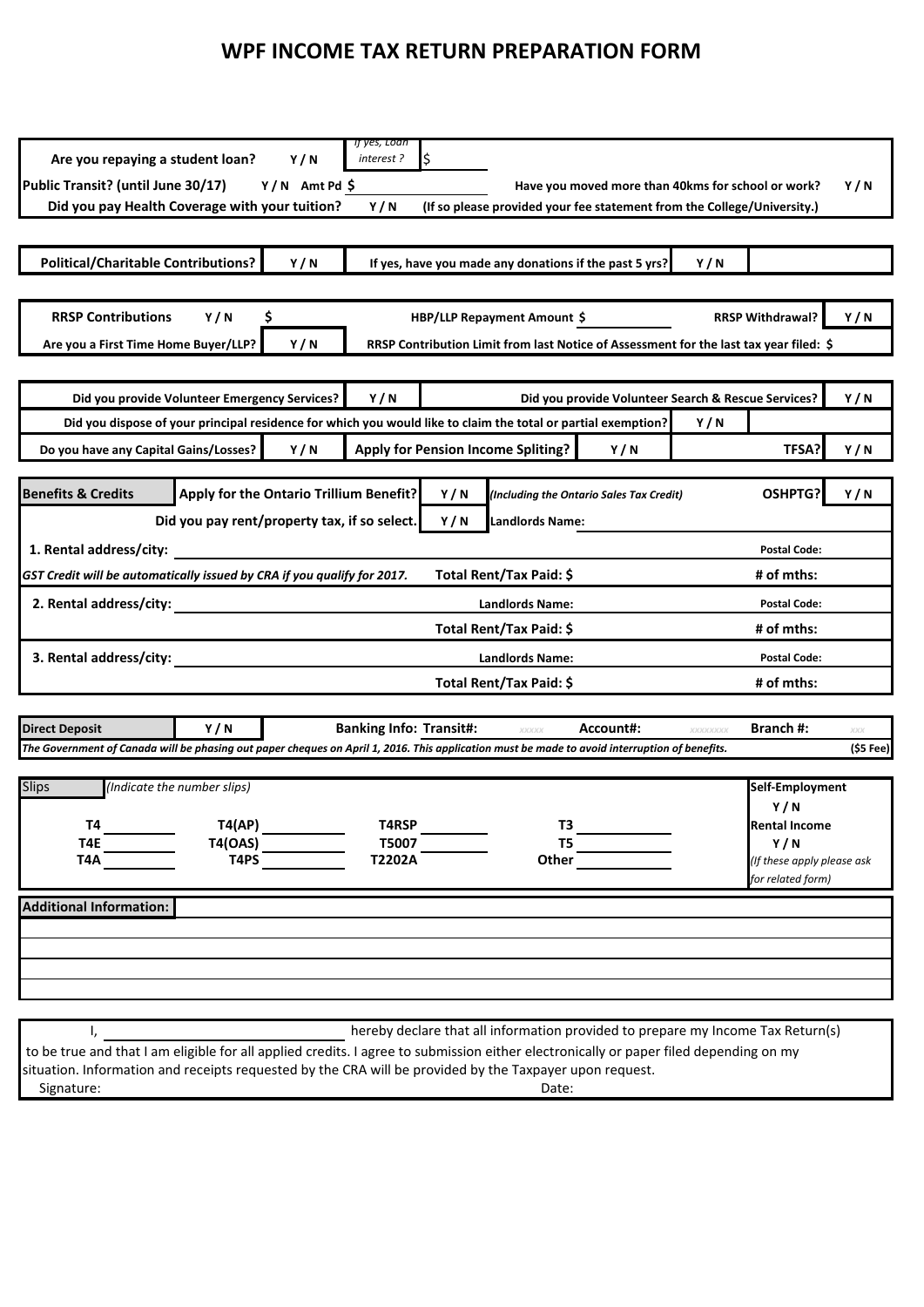# WPF INCOME TAX RETURN PREPARATION FORM

| | | | |
|---|---|---|---|
| Are you repaying a student loan? Y / N | If yes, Loan interest ? $ | | |
| Public Transit? (until June 30/17) Y / N Amt Pd $ | | Have you moved more than 40kms for school or work? | Y / N |
| Did you pay Health Coverage with your tuition? Y / N | | (If so please provided your fee statement from the College/University.) | |

| | | | | |
|---|---|---|---|---|
| Political/Charitable Contributions? | Y / N | If yes, have you made any donations if the past 5 yrs? | Y / N | |

| | | | | |
|---|---|---|---|---|
| RRSP Contributions Y / N $ | | HBP/LLP Repayment Amount $ | RRSP Withdrawal? | Y / N |
| Are you a First Time Home Buyer/LLP? | Y / N | RRSP Contribution Limit from last Notice of Assessment for the last tax year filed: $ | | |

| | | | | | |
|---|---|---|---|---|---|
| Did you provide Volunteer Emergency Services? | Y / N | Did you provide Volunteer Search & Rescue Services? | | | Y / N |
| Did you dispose of your principal residence for which you would like to claim the total or partial exemption? | | | Y / N | | |
| Do you have any Capital Gains/Losses? | Y / N | Apply for Pension Income Spliting? | Y / N | TFSA? | Y / N |

| | | | | | |
|---|---|---|---|---|---|
| **Benefits & Credits** | Apply for the Ontario Trillium Benefit? | Y / N | *(Including the Ontario Sales Tax Credit)* | OSHPTG? | Y / N |
| | Did you pay rent/property tax, if so select. | Y / N | Landlords Name: | | |
| 1. Rental address/city: | | | | Postal Code: | |
| *GST Credit will be automatically issued by CRA if you qualify for 2017.* | | | Total Rent/Tax Paid: $ | # of mths: | |
| 2. Rental address/city: | | | Landlords Name: | Postal Code: | |
| | | | Total Rent/Tax Paid: $ | # of mths: | |
| 3. Rental address/city: | | | Landlords Name: | Postal Code: | |
| | | | Total Rent/Tax Paid: $ | # of mths: | |

| | | | | | |
|---|---|---|---|---|---|
| **Direct Deposit** | Y / N | Banking Info: Transit#: xxxxx | Account#: xxxxxxxx | Branch #: xxx | |

*The Government of Canada will be phasing out paper cheques on April 1, 2016. This application must be made to avoid interruption of benefits.* ($5 Fee)

**Slips** *(Indicate the number slips)*

| | | | | | | | |
|---|---|---|---|---|---|---|---|
| T4 | | T4(AP) | | T4RSP | | T3 | |
| T4E | | T4(OAS) | | T5007 | | T5 | |
| T4A | | T4PS | | T2202A | | Other | |

**Self-Employment** Y / N
**Rental Income** Y / N
*(If these apply please ask for related form)*

**Additional Information:**

I, ______________________ hereby declare that all information provided to prepare my Income Tax Return(s) to be true and that I am eligible for all applied credits. I agree to submission either electronically or paper filed depending on my situation. Information and receipts requested by the CRA will be provided by the Taxpayer upon request.

Signature: Date: